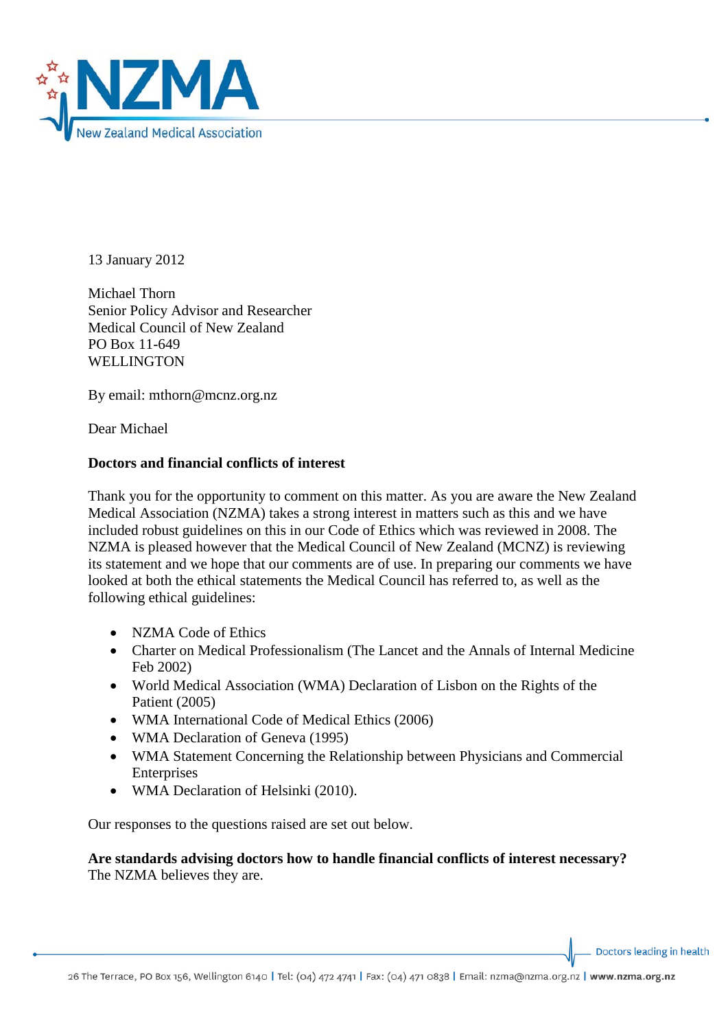13 January 2012

Michael Thorn
Senior Policy Advisor and Researcher
Medical Council of New Zealand
PO Box 11-649
WELLINGTON

By email: mthorn@mcnz.org.nz

Dear Michael

**Doctors and financial conflicts of interest**

Thank you for the opportunity to comment on this matter. As you are aware the New Zealand Medical Association (NZMA) takes a strong interest in matters such as this and we have included robust guidelines on this in our Code of Ethics which was reviewed in 2008. The NZMA is pleased however that the Medical Council of New Zealand (MCNZ) is reviewing its statement and we hope that our comments are of use. In preparing our comments we have looked at both the ethical statements the Medical Council has referred to, as well as the following ethical guidelines:

- NZMA Code of Ethics
- Charter on Medical Professionalism (The Lancet and the Annals of Internal Medicine Feb 2002)
- World Medical Association (WMA) Declaration of Lisbon on the Rights of the Patient (2005)
- WMA International Code of Medical Ethics (2006)
- WMA Declaration of Geneva (1995)
- WMA Statement Concerning the Relationship between Physicians and Commercial Enterprises
- WMA Declaration of Helsinki (2010).

Our responses to the questions raised are set out below.

**Are standards advising doctors how to handle financial conflicts of interest necessary?**
The NZMA believes they are.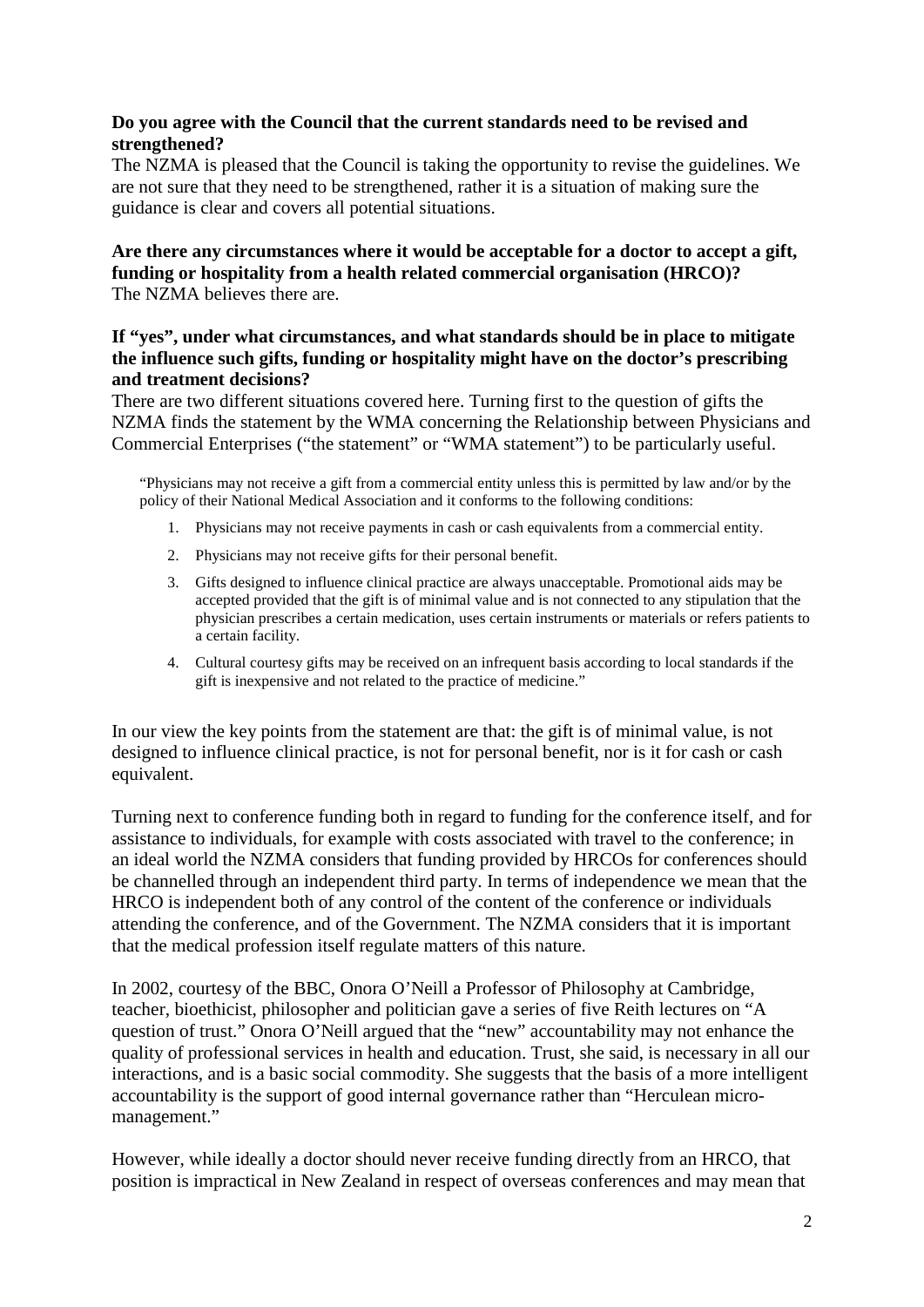**Do you agree with the Council that the current standards need to be revised and strengthened?**

The NZMA is pleased that the Council is taking the opportunity to revise the guidelines. We are not sure that they need to be strengthened, rather it is a situation of making sure the guidance is clear and covers all potential situations.

**Are there any circumstances where it would be acceptable for a doctor to accept a gift, funding or hospitality from a health related commercial organisation (HRCO)?**

The NZMA believes there are.

**If "yes", under what circumstances, and what standards should be in place to mitigate the influence such gifts, funding or hospitality might have on the doctor's prescribing and treatment decisions?**

There are two different situations covered here. Turning first to the question of gifts the NZMA finds the statement by the WMA concerning the Relationship between Physicians and Commercial Enterprises ("the statement" or "WMA statement") to be particularly useful.

> "Physicians may not receive a gift from a commercial entity unless this is permitted by law and/or by the policy of their National Medical Association and it conforms to the following conditions:
>
> 1. Physicians may not receive payments in cash or cash equivalents from a commercial entity.
> 2. Physicians may not receive gifts for their personal benefit.
> 3. Gifts designed to influence clinical practice are always unacceptable. Promotional aids may be accepted provided that the gift is of minimal value and is not connected to any stipulation that the physician prescribes a certain medication, uses certain instruments or materials or refers patients to a certain facility.
> 4. Cultural courtesy gifts may be received on an infrequent basis according to local standards if the gift is inexpensive and not related to the practice of medicine."

In our view the key points from the statement are that: the gift is of minimal value, is not designed to influence clinical practice, is not for personal benefit, nor is it for cash or cash equivalent.

Turning next to conference funding both in regard to funding for the conference itself, and for assistance to individuals, for example with costs associated with travel to the conference; in an ideal world the NZMA considers that funding provided by HRCOs for conferences should be channelled through an independent third party. In terms of independence we mean that the HRCO is independent both of any control of the content of the conference or individuals attending the conference, and of the Government. The NZMA considers that it is important that the medical profession itself regulate matters of this nature.

In 2002, courtesy of the BBC, Onora O'Neill a Professor of Philosophy at Cambridge, teacher, bioethicist, philosopher and politician gave a series of five Reith lectures on "A question of trust." Onora O'Neill argued that the "new" accountability may not enhance the quality of professional services in health and education. Trust, she said, is necessary in all our interactions, and is a basic social commodity. She suggests that the basis of a more intelligent accountability is the support of good internal governance rather than "Herculean micro-management."

However, while ideally a doctor should never receive funding directly from an HRCO, that position is impractical in New Zealand in respect of overseas conferences and may mean that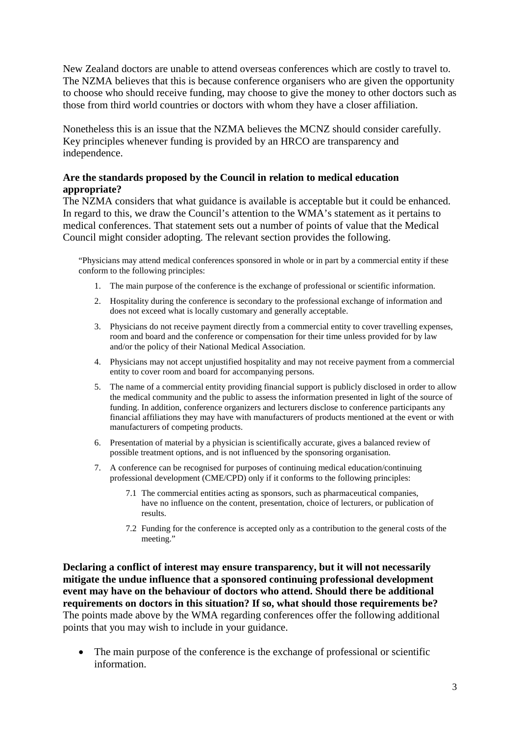New Zealand doctors are unable to attend overseas conferences which are costly to travel to. The NZMA believes that this is because conference organisers who are given the opportunity to choose who should receive funding, may choose to give the money to other doctors such as those from third world countries or doctors with whom they have a closer affiliation.

Nonetheless this is an issue that the NZMA believes the MCNZ should consider carefully. Key principles whenever funding is provided by an HRCO are transparency and independence.

**Are the standards proposed by the Council in relation to medical education appropriate?**

The NZMA considers that what guidance is available is acceptable but it could be enhanced. In regard to this, we draw the Council's attention to the WMA's statement as it pertains to medical conferences. That statement sets out a number of points of value that the Medical Council might consider adopting. The relevant section provides the following.

> "Physicians may attend medical conferences sponsored in whole or in part by a commercial entity if these conform to the following principles:
>
> 1. The main purpose of the conference is the exchange of professional or scientific information.
> 2. Hospitality during the conference is secondary to the professional exchange of information and does not exceed what is locally customary and generally acceptable.
> 3. Physicians do not receive payment directly from a commercial entity to cover travelling expenses, room and board and the conference or compensation for their time unless provided for by law and/or the policy of their National Medical Association.
> 4. Physicians may not accept unjustified hospitality and may not receive payment from a commercial entity to cover room and board for accompanying persons.
> 5. The name of a commercial entity providing financial support is publicly disclosed in order to allow the medical community and the public to assess the information presented in light of the source of funding. In addition, conference organizers and lecturers disclose to conference participants any financial affiliations they may have with manufacturers of products mentioned at the event or with manufacturers of competing products.
> 6. Presentation of material by a physician is scientifically accurate, gives a balanced review of possible treatment options, and is not influenced by the sponsoring organisation.
> 7. A conference can be recognised for purposes of continuing medical education/continuing professional development (CME/CPD) only if it conforms to the following principles:
>     - 7.1 The commercial entities acting as sponsors, such as pharmaceutical companies, have no influence on the content, presentation, choice of lecturers, or publication of results.
>     - 7.2 Funding for the conference is accepted only as a contribution to the general costs of the meeting."

**Declaring a conflict of interest may ensure transparency, but it will not necessarily mitigate the undue influence that a sponsored continuing professional development event may have on the behaviour of doctors who attend. Should there be additional requirements on doctors in this situation? If so, what should those requirements be?**

The points made above by the WMA regarding conferences offer the following additional points that you may wish to include in your guidance.

- The main purpose of the conference is the exchange of professional or scientific information.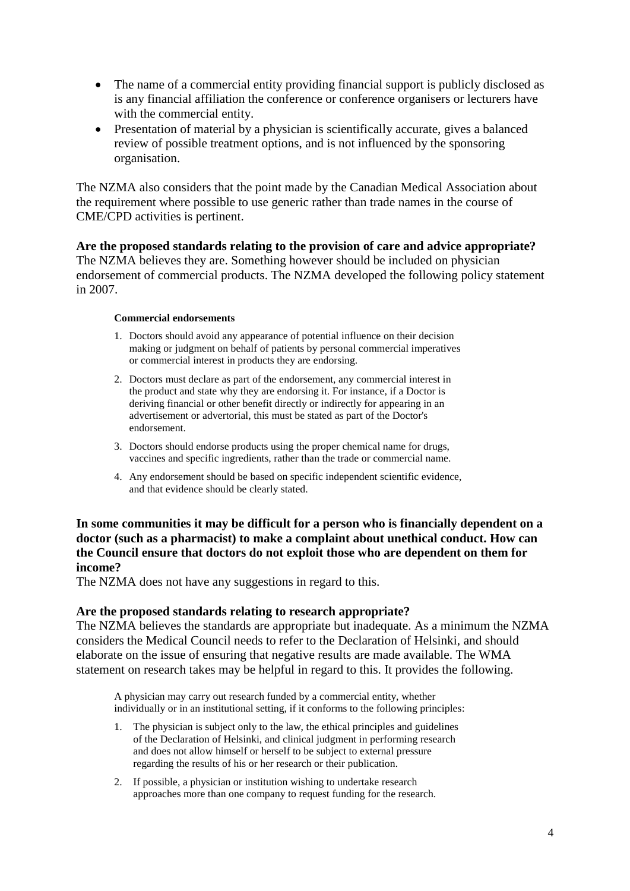- The name of a commercial entity providing financial support is publicly disclosed as is any financial affiliation the conference or conference organisers or lecturers have with the commercial entity.
- Presentation of material by a physician is scientifically accurate, gives a balanced review of possible treatment options, and is not influenced by the sponsoring organisation.

The NZMA also considers that the point made by the Canadian Medical Association about the requirement where possible to use generic rather than trade names in the course of CME/CPD activities is pertinent.

**Are the proposed standards relating to the provision of care and advice appropriate?**
The NZMA believes they are. Something however should be included on physician endorsement of commercial products. The NZMA developed the following policy statement in 2007.

> **Commercial endorsements**
>
> 1. Doctors should avoid any appearance of potential influence on their decision making or judgment on behalf of patients by personal commercial imperatives or commercial interest in products they are endorsing.
> 2. Doctors must declare as part of the endorsement, any commercial interest in the product and state why they are endorsing it. For instance, if a Doctor is deriving financial or other benefit directly or indirectly for appearing in an advertisement or advertorial, this must be stated as part of the Doctor's endorsement.
> 3. Doctors should endorse products using the proper chemical name for drugs, vaccines and specific ingredients, rather than the trade or commercial name.
> 4. Any endorsement should be based on specific independent scientific evidence, and that evidence should be clearly stated.

**In some communities it may be difficult for a person who is financially dependent on a doctor (such as a pharmacist) to make a complaint about unethical conduct. How can the Council ensure that doctors do not exploit those who are dependent on them for income?**
The NZMA does not have any suggestions in regard to this.

**Are the proposed standards relating to research appropriate?**
The NZMA believes the standards are appropriate but inadequate. As a minimum the NZMA considers the Medical Council needs to refer to the Declaration of Helsinki, and should elaborate on the issue of ensuring that negative results are made available. The WMA statement on research takes may be helpful in regard to this. It provides the following.

> A physician may carry out research funded by a commercial entity, whether individually or in an institutional setting, if it conforms to the following principles:
>
> 1. The physician is subject only to the law, the ethical principles and guidelines of the Declaration of Helsinki, and clinical judgment in performing research and does not allow himself or herself to be subject to external pressure regarding the results of his or her research or their publication.
> 2. If possible, a physician or institution wishing to undertake research approaches more than one company to request funding for the research.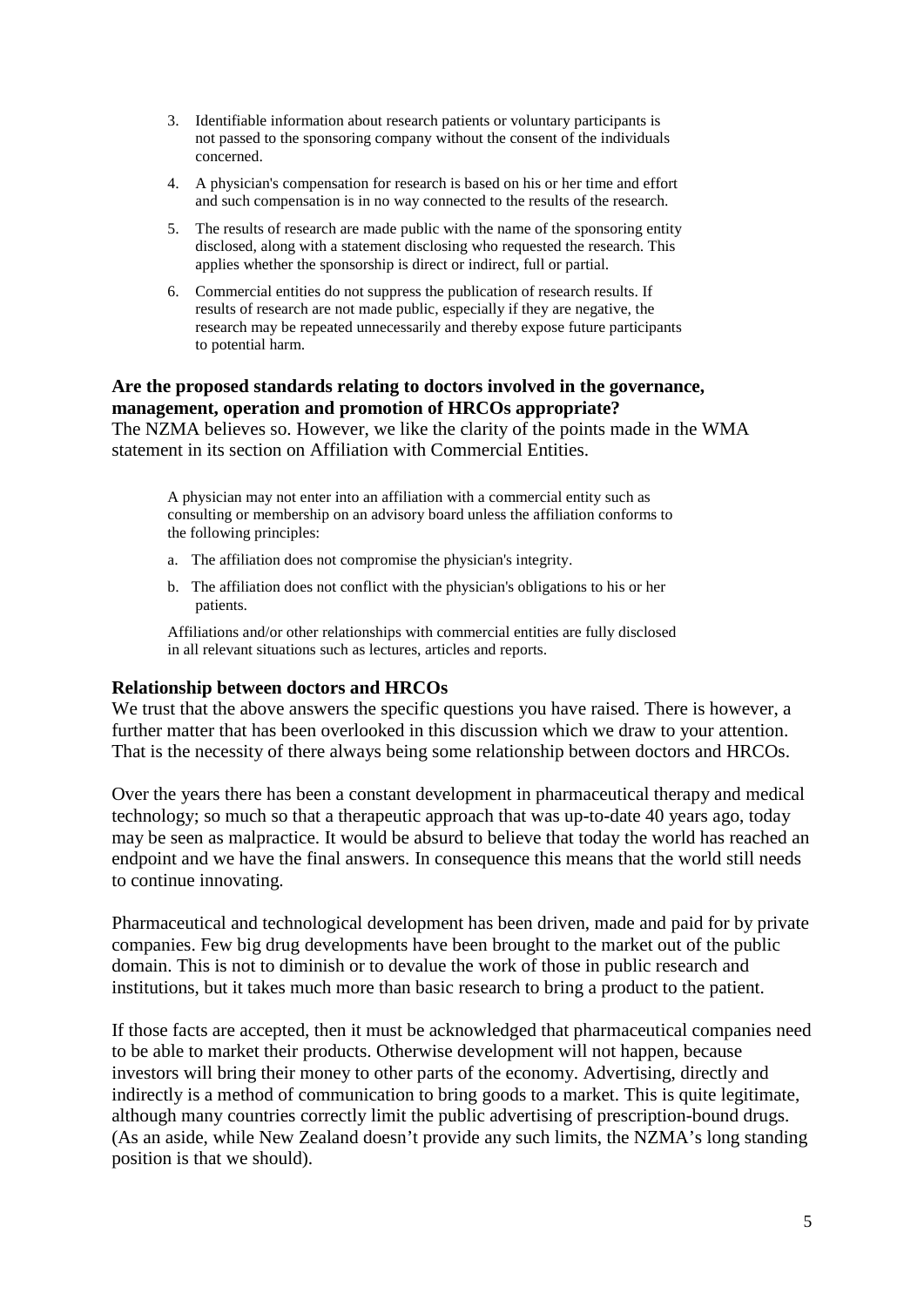3. Identifiable information about research patients or voluntary participants is not passed to the sponsoring company without the consent of the individuals concerned.
4. A physician's compensation for research is based on his or her time and effort and such compensation is in no way connected to the results of the research.
5. The results of research are made public with the name of the sponsoring entity disclosed, along with a statement disclosing who requested the research. This applies whether the sponsorship is direct or indirect, full or partial.
6. Commercial entities do not suppress the publication of research results. If results of research are not made public, especially if they are negative, the research may be repeated unnecessarily and thereby expose future participants to potential harm.

**Are the proposed standards relating to doctors involved in the governance, management, operation and promotion of HRCOs appropriate?**

The NZMA believes so. However, we like the clarity of the points made in the WMA statement in its section on Affiliation with Commercial Entities.

> A physician may not enter into an affiliation with a commercial entity such as consulting or membership on an advisory board unless the affiliation conforms to the following principles:
>
> a. The affiliation does not compromise the physician's integrity.
>
> b. The affiliation does not conflict with the physician's obligations to his or her patients.
>
> Affiliations and/or other relationships with commercial entities are fully disclosed in all relevant situations such as lectures, articles and reports.

**Relationship between doctors and HRCOs**

We trust that the above answers the specific questions you have raised. There is however, a further matter that has been overlooked in this discussion which we draw to your attention. That is the necessity of there always being some relationship between doctors and HRCOs.

Over the years there has been a constant development in pharmaceutical therapy and medical technology; so much so that a therapeutic approach that was up-to-date 40 years ago, today may be seen as malpractice. It would be absurd to believe that today the world has reached an endpoint and we have the final answers. In consequence this means that the world still needs to continue innovating.

Pharmaceutical and technological development has been driven, made and paid for by private companies. Few big drug developments have been brought to the market out of the public domain. This is not to diminish or to devalue the work of those in public research and institutions, but it takes much more than basic research to bring a product to the patient.

If those facts are accepted, then it must be acknowledged that pharmaceutical companies need to be able to market their products. Otherwise development will not happen, because investors will bring their money to other parts of the economy. Advertising, directly and indirectly is a method of communication to bring goods to a market. This is quite legitimate, although many countries correctly limit the public advertising of prescription-bound drugs. (As an aside, while New Zealand doesn't provide any such limits, the NZMA's long standing position is that we should).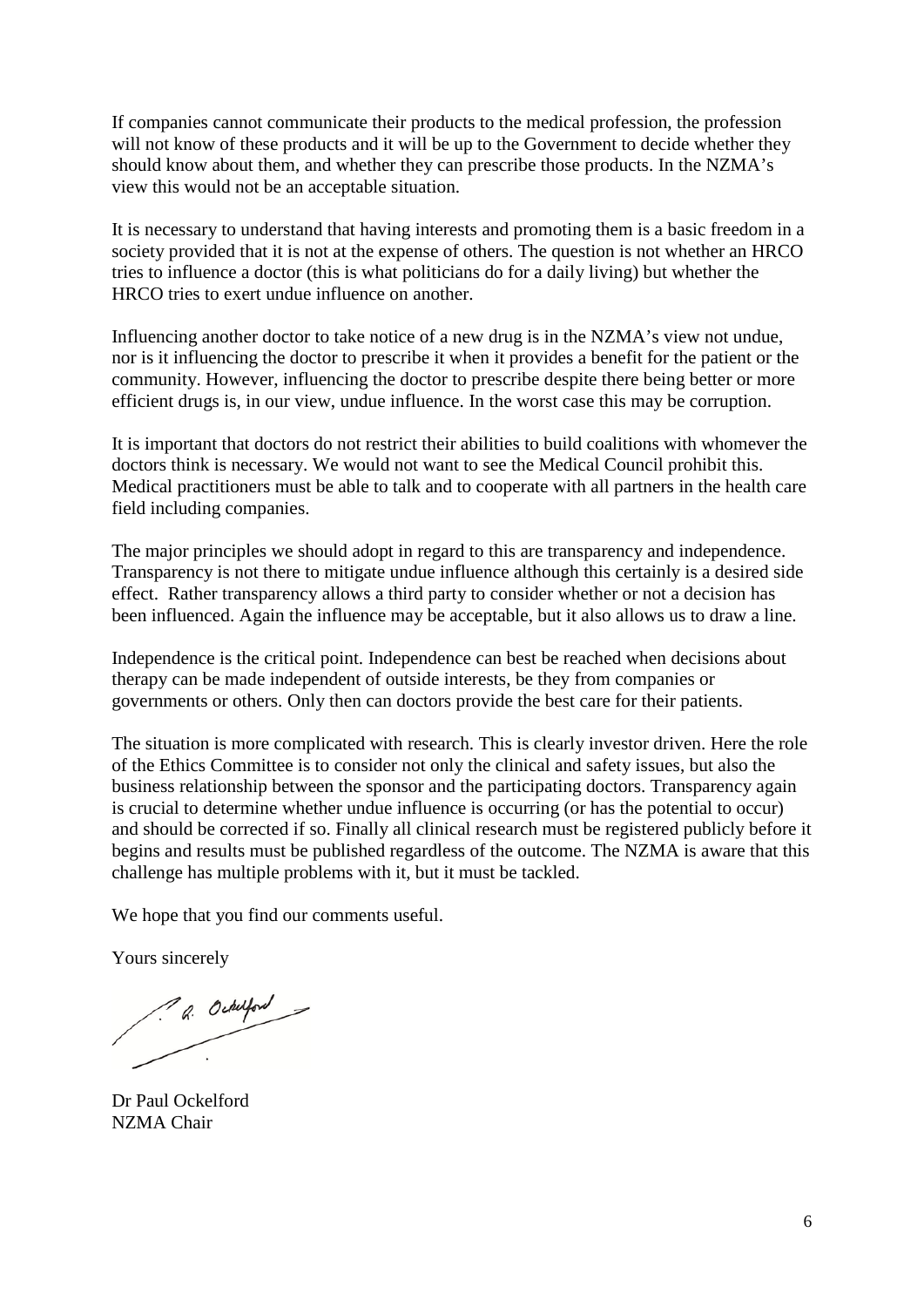If companies cannot communicate their products to the medical profession, the profession will not know of these products and it will be up to the Government to decide whether they should know about them, and whether they can prescribe those products. In the NZMA's view this would not be an acceptable situation.

It is necessary to understand that having interests and promoting them is a basic freedom in a society provided that it is not at the expense of others. The question is not whether an HRCO tries to influence a doctor (this is what politicians do for a daily living) but whether the HRCO tries to exert undue influence on another.

Influencing another doctor to take notice of a new drug is in the NZMA's view not undue, nor is it influencing the doctor to prescribe it when it provides a benefit for the patient or the community. However, influencing the doctor to prescribe despite there being better or more efficient drugs is, in our view, undue influence. In the worst case this may be corruption.

It is important that doctors do not restrict their abilities to build coalitions with whomever the doctors think is necessary. We would not want to see the Medical Council prohibit this. Medical practitioners must be able to talk and to cooperate with all partners in the health care field including companies.

The major principles we should adopt in regard to this are transparency and independence. Transparency is not there to mitigate undue influence although this certainly is a desired side effect. Rather transparency allows a third party to consider whether or not a decision has been influenced. Again the influence may be acceptable, but it also allows us to draw a line.

Independence is the critical point. Independence can best be reached when decisions about therapy can be made independent of outside interests, be they from companies or governments or others. Only then can doctors provide the best care for their patients.

The situation is more complicated with research. This is clearly investor driven. Here the role of the Ethics Committee is to consider not only the clinical and safety issues, but also the business relationship between the sponsor and the participating doctors. Transparency again is crucial to determine whether undue influence is occurring (or has the potential to occur) and should be corrected if so. Finally all clinical research must be registered publicly before it begins and results must be published regardless of the outcome. The NZMA is aware that this challenge has multiple problems with it, but it must be tackled.

We hope that you find our comments useful.

Yours sincerely

Dr Paul Ockelford
NZMA Chair